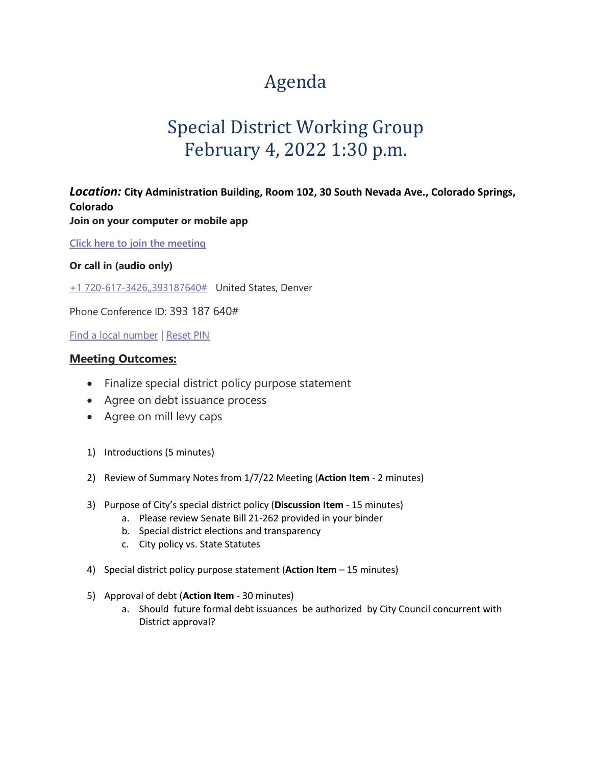# Agenda

# Special District Working Group
# February 4, 2022 1:30 p.m.

***Location:*** **City Administration Building, Room 102, 30 South Nevada Ave., Colorado Springs, Colorado**

**Join on your computer or mobile app**

[Click here to join the meeting]

**Or call in (audio only)**

+1 720-617-3426,,393187640# United States, Denver

Phone Conference ID: 393 187 640#

Find a local number | Reset PIN

## Meeting Outcomes:

- Finalize special district policy purpose statement
- Agree on debt issuance process
- Agree on mill levy caps

1) Introductions (5 minutes)

2) Review of Summary Notes from 1/7/22 Meeting (**Action Item** - 2 minutes)

3) Purpose of City's special district policy (**Discussion Item** - 15 minutes)
   a. Please review Senate Bill 21-262 provided in your binder
   b. Special district elections and transparency
   c. City policy vs. State Statutes

4) Special district policy purpose statement (**Action Item** – 15 minutes)

5) Approval of debt (**Action Item** - 30 minutes)
   a. Should future formal debt issuances be authorized by City Council concurrent with District approval?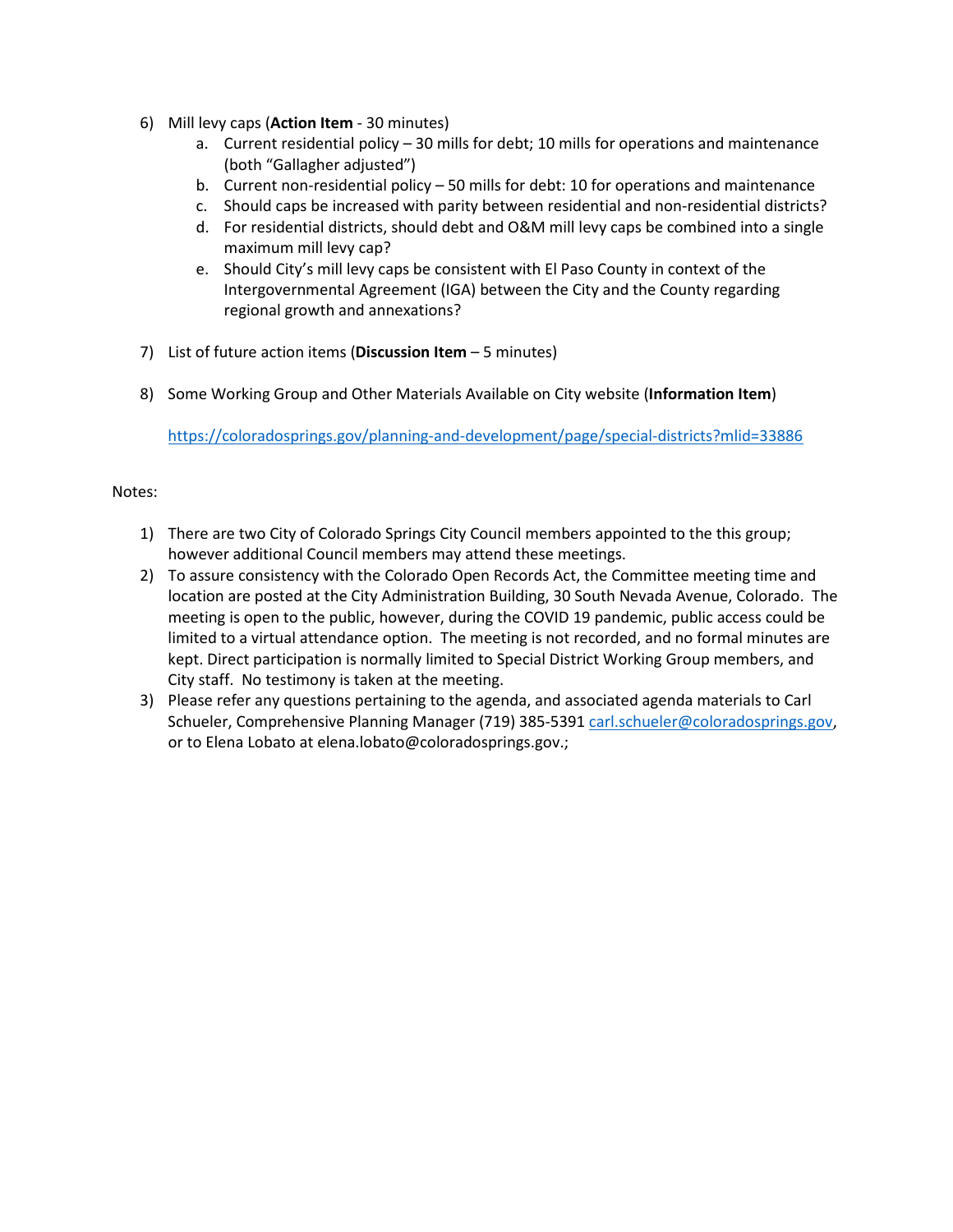6) Mill levy caps (**Action Item** - 30 minutes)
    a. Current residential policy – 30 mills for debt; 10 mills for operations and maintenance (both "Gallagher adjusted")
    b. Current non-residential policy – 50 mills for debt: 10 for operations and maintenance
    c. Should caps be increased with parity between residential and non-residential districts?
    d. For residential districts, should debt and O&M mill levy caps be combined into a single maximum mill levy cap?
    e. Should City's mill levy caps be consistent with El Paso County in context of the Intergovernmental Agreement (IGA) between the City and the County regarding regional growth and annexations?

7) List of future action items (**Discussion Item** – 5 minutes)

8) Some Working Group and Other Materials Available on City website (**Information Item**)

    https://coloradosprings.gov/planning-and-development/page/special-districts?mlid=33886

Notes:

1) There are two City of Colorado Springs City Council members appointed to the this group; however additional Council members may attend these meetings.
2) To assure consistency with the Colorado Open Records Act, the Committee meeting time and location are posted at the City Administration Building, 30 South Nevada Avenue, Colorado. The meeting is open to the public, however, during the COVID 19 pandemic, public access could be limited to a virtual attendance option. The meeting is not recorded, and no formal minutes are kept. Direct participation is normally limited to Special District Working Group members, and City staff. No testimony is taken at the meeting.
3) Please refer any questions pertaining to the agenda, and associated agenda materials to Carl Schueler, Comprehensive Planning Manager (719) 385-5391 carl.schueler@coloradosprings.gov, or to Elena Lobato at elena.lobato@coloradosprings.gov.;